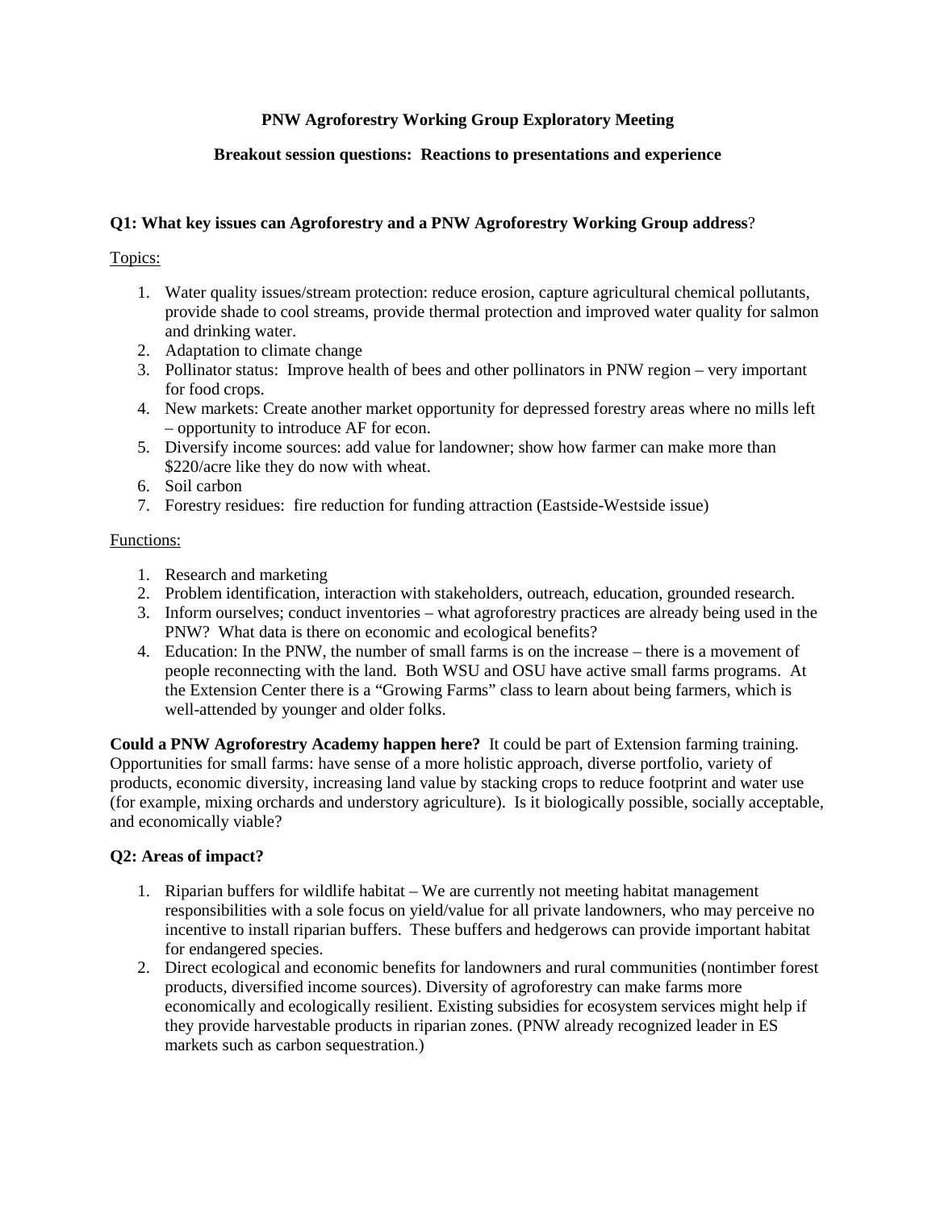# PNW Agroforestry Working Group Exploratory Meeting

## Breakout session questions: Reactions to presentations and experience

### Q1: What key issues can Agroforestry and a PNW Agroforestry Working Group address?

Topics:

1. Water quality issues/stream protection: reduce erosion, capture agricultural chemical pollutants, provide shade to cool streams, provide thermal protection and improved water quality for salmon and drinking water.
2. Adaptation to climate change
3. Pollinator status: Improve health of bees and other pollinators in PNW region – very important for food crops.
4. New markets: Create another market opportunity for depressed forestry areas where no mills left – opportunity to introduce AF for econ.
5. Diversify income sources: add value for landowner; show how farmer can make more than $220/acre like they do now with wheat.
6. Soil carbon
7. Forestry residues: fire reduction for funding attraction (Eastside-Westside issue)

Functions:

1. Research and marketing
2. Problem identification, interaction with stakeholders, outreach, education, grounded research.
3. Inform ourselves; conduct inventories – what agroforestry practices are already being used in the PNW? What data is there on economic and ecological benefits?
4. Education: In the PNW, the number of small farms is on the increase – there is a movement of people reconnecting with the land. Both WSU and OSU have active small farms programs. At the Extension Center there is a "Growing Farms" class to learn about being farmers, which is well-attended by younger and older folks.

**Could a PNW Agroforestry Academy happen here?** It could be part of Extension farming training. Opportunities for small farms: have sense of a more holistic approach, diverse portfolio, variety of products, economic diversity, increasing land value by stacking crops to reduce footprint and water use (for example, mixing orchards and understory agriculture). Is it biologically possible, socially acceptable, and economically viable?

### Q2: Areas of impact?

1. Riparian buffers for wildlife habitat – We are currently not meeting habitat management responsibilities with a sole focus on yield/value for all private landowners, who may perceive no incentive to install riparian buffers. These buffers and hedgerows can provide important habitat for endangered species.
2. Direct ecological and economic benefits for landowners and rural communities (nontimber forest products, diversified income sources). Diversity of agroforestry can make farms more economically and ecologically resilient. Existing subsidies for ecosystem services might help if they provide harvestable products in riparian zones. (PNW already recognized leader in ES markets such as carbon sequestration.)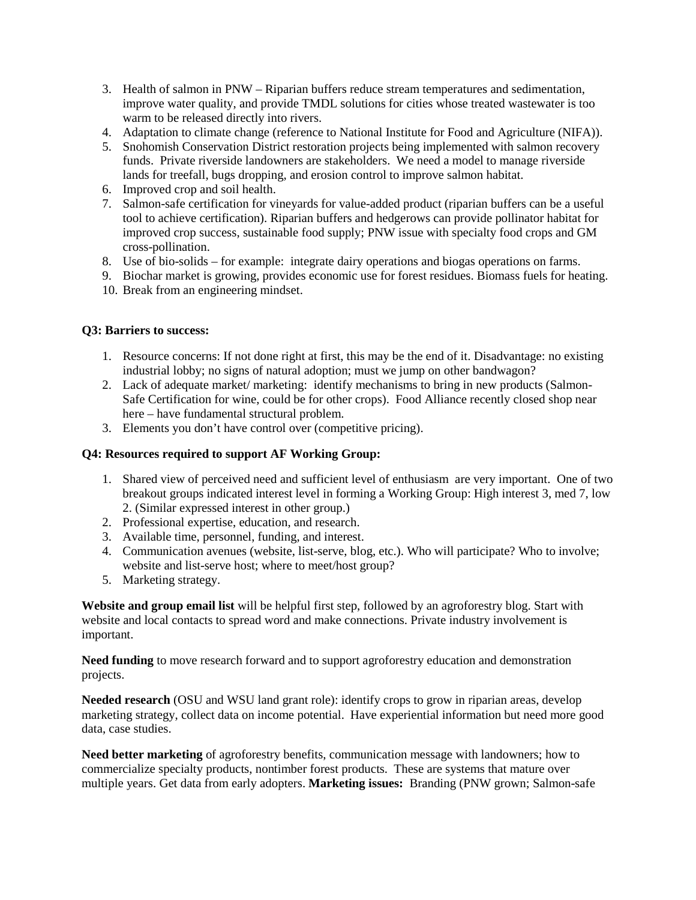3. Health of salmon in PNW – Riparian buffers reduce stream temperatures and sedimentation, improve water quality, and provide TMDL solutions for cities whose treated wastewater is too warm to be released directly into rivers.
4. Adaptation to climate change (reference to National Institute for Food and Agriculture (NIFA)).
5. Snohomish Conservation District restoration projects being implemented with salmon recovery funds. Private riverside landowners are stakeholders. We need a model to manage riverside lands for treefall, bugs dropping, and erosion control to improve salmon habitat.
6. Improved crop and soil health.
7. Salmon-safe certification for vineyards for value-added product (riparian buffers can be a useful tool to achieve certification). Riparian buffers and hedgerows can provide pollinator habitat for improved crop success, sustainable food supply; PNW issue with specialty food crops and GM cross-pollination.
8. Use of bio-solids – for example: integrate dairy operations and biogas operations on farms.
9. Biochar market is growing, provides economic use for forest residues. Biomass fuels for heating.
10. Break from an engineering mindset.

**Q3: Barriers to success:**

1. Resource concerns: If not done right at first, this may be the end of it. Disadvantage: no existing industrial lobby; no signs of natural adoption; must we jump on other bandwagon?
2. Lack of adequate market/ marketing: identify mechanisms to bring in new products (Salmon-Safe Certification for wine, could be for other crops). Food Alliance recently closed shop near here – have fundamental structural problem.
3. Elements you don't have control over (competitive pricing).

**Q4: Resources required to support AF Working Group:**

1. Shared view of perceived need and sufficient level of enthusiasm are very important. One of two breakout groups indicated interest level in forming a Working Group: High interest 3, med 7, low 2. (Similar expressed interest in other group.)
2. Professional expertise, education, and research.
3. Available time, personnel, funding, and interest.
4. Communication avenues (website, list-serve, blog, etc.). Who will participate? Who to involve; website and list-serve host; where to meet/host group?
5. Marketing strategy.

**Website and group email list** will be helpful first step, followed by an agroforestry blog. Start with website and local contacts to spread word and make connections. Private industry involvement is important.

**Need funding** to move research forward and to support agroforestry education and demonstration projects.

**Needed research** (OSU and WSU land grant role): identify crops to grow in riparian areas, develop marketing strategy, collect data on income potential. Have experiential information but need more good data, case studies.

**Need better marketing** of agroforestry benefits, communication message with landowners; how to commercialize specialty products, nontimber forest products. These are systems that mature over multiple years. Get data from early adopters. **Marketing issues:** Branding (PNW grown; Salmon-safe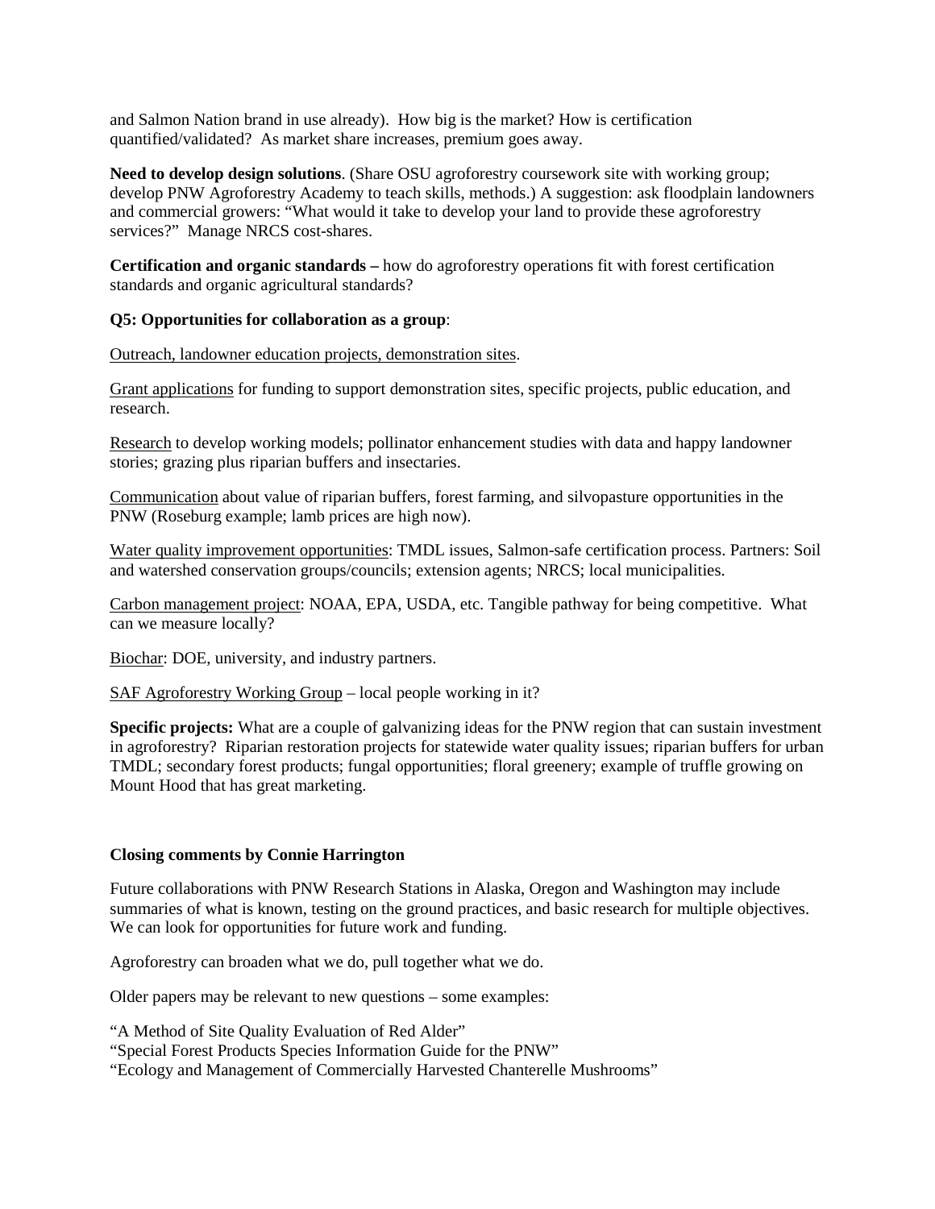and Salmon Nation brand in use already). How big is the market? How is certification quantified/validated? As market share increases, premium goes away.

**Need to develop design solutions**. (Share OSU agroforestry coursework site with working group; develop PNW Agroforestry Academy to teach skills, methods.) A suggestion: ask floodplain landowners and commercial growers: "What would it take to develop your land to provide these agroforestry services?" Manage NRCS cost-shares.

**Certification and organic standards –** how do agroforestry operations fit with forest certification standards and organic agricultural standards?

**Q5: Opportunities for collaboration as a group**:

<u>Outreach, landowner education projects, demonstration sites</u>.

<u>Grant applications</u> for funding to support demonstration sites, specific projects, public education, and research.

<u>Research</u> to develop working models; pollinator enhancement studies with data and happy landowner stories; grazing plus riparian buffers and insectaries.

<u>Communication</u> about value of riparian buffers, forest farming, and silvopasture opportunities in the PNW (Roseburg example; lamb prices are high now).

<u>Water quality improvement opportunities</u>: TMDL issues, Salmon-safe certification process. Partners: Soil and watershed conservation groups/councils; extension agents; NRCS; local municipalities.

<u>Carbon management project</u>: NOAA, EPA, USDA, etc. Tangible pathway for being competitive. What can we measure locally?

<u>Biochar</u>: DOE, university, and industry partners.

<u>SAF Agroforestry Working Group</u> – local people working in it?

**Specific projects:** What are a couple of galvanizing ideas for the PNW region that can sustain investment in agroforestry? Riparian restoration projects for statewide water quality issues; riparian buffers for urban TMDL; secondary forest products; fungal opportunities; floral greenery; example of truffle growing on Mount Hood that has great marketing.

**Closing comments by Connie Harrington**

Future collaborations with PNW Research Stations in Alaska, Oregon and Washington may include summaries of what is known, testing on the ground practices, and basic research for multiple objectives. We can look for opportunities for future work and funding.

Agroforestry can broaden what we do, pull together what we do.

Older papers may be relevant to new questions – some examples:

"A Method of Site Quality Evaluation of Red Alder"
"Special Forest Products Species Information Guide for the PNW"
"Ecology and Management of Commercially Harvested Chanterelle Mushrooms"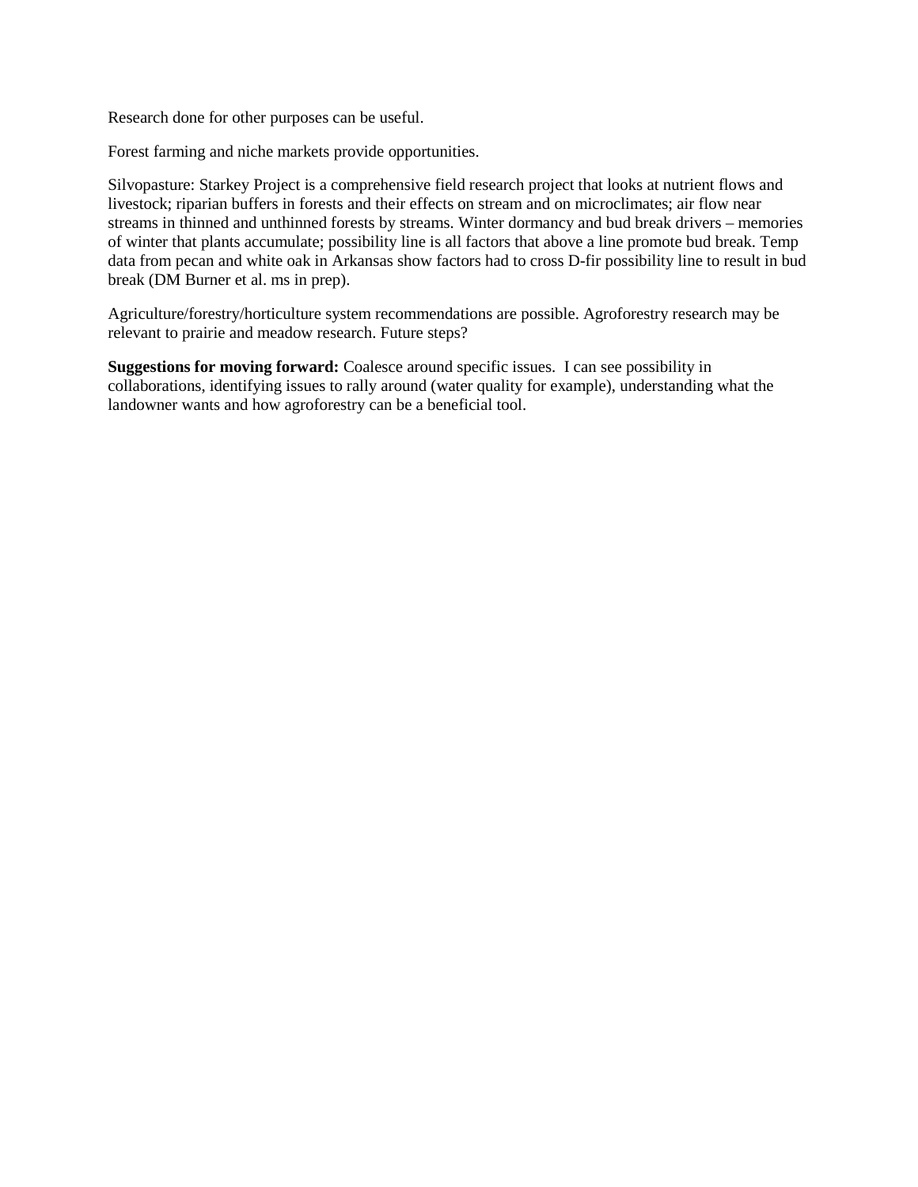Research done for other purposes can be useful.

Forest farming and niche markets provide opportunities.

Silvopasture: Starkey Project is a comprehensive field research project that looks at nutrient flows and livestock; riparian buffers in forests and their effects on stream and on microclimates; air flow near streams in thinned and unthinned forests by streams. Winter dormancy and bud break drivers – memories of winter that plants accumulate; possibility line is all factors that above a line promote bud break. Temp data from pecan and white oak in Arkansas show factors had to cross D-fir possibility line to result in bud break (DM Burner et al. ms in prep).

Agriculture/forestry/horticulture system recommendations are possible. Agroforestry research may be relevant to prairie and meadow research. Future steps?

**Suggestions for moving forward:** Coalesce around specific issues. I can see possibility in collaborations, identifying issues to rally around (water quality for example), understanding what the landowner wants and how agroforestry can be a beneficial tool.